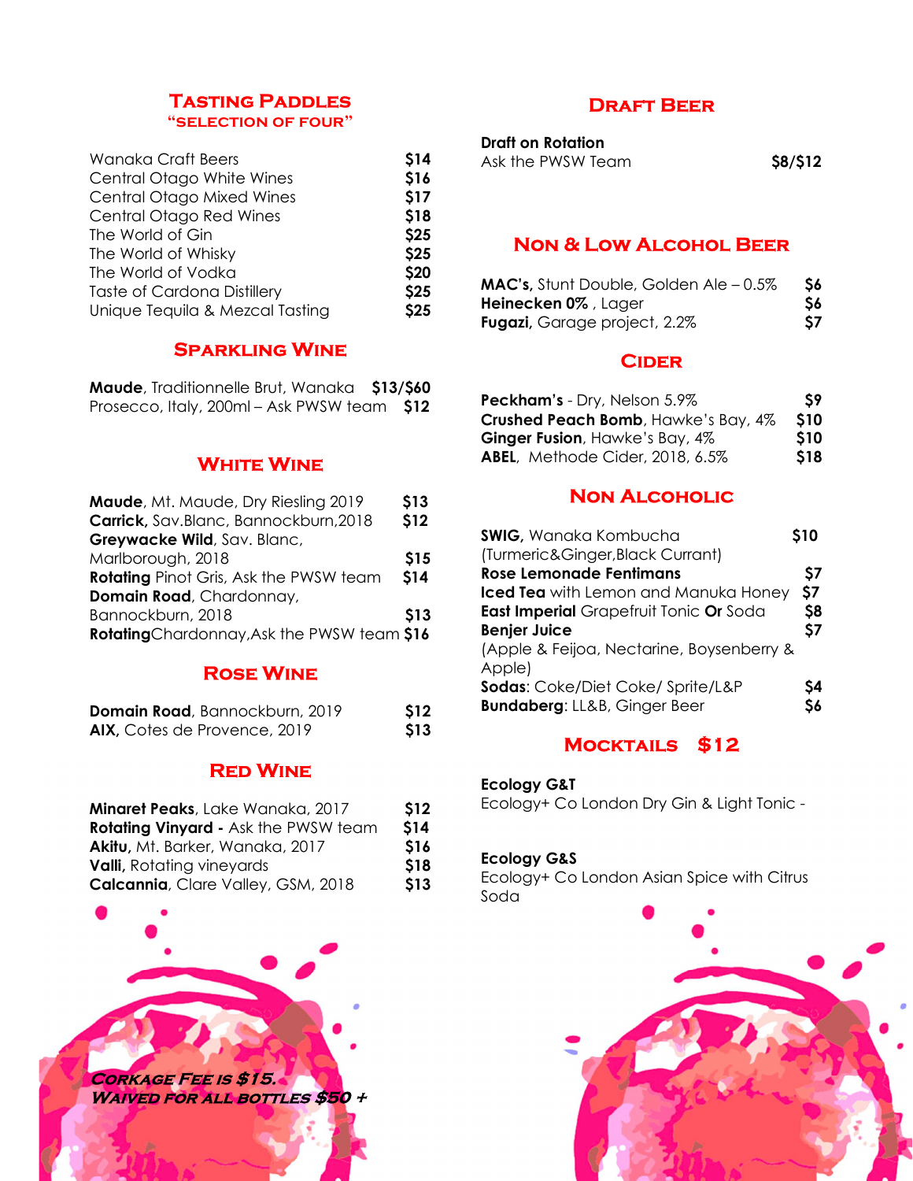## Tasting Paddles
### "Selection of Four"

| | |
|---|---|
| Wanaka Craft Beers | **$14** |
| Central Otago White Wines | **$16** |
| Central Otago Mixed Wines | **$17** |
| Central Otago Red Wines | **$18** |
| The World of Gin | **$25** |
| The World of Whisky | **$25** |
| The World of Vodka | **$20** |
| Taste of Cardona Distillery | **$25** |
| Unique Tequila & Mezcal Tasting | **$25** |

## Sparkling Wine

| | |
|---|---|
| **Maude**, Traditionnelle Brut, Wanaka | **$13/$60** |
| Prosecco, Italy, 200ml – Ask PWSW team | **$12** |

## White Wine

| | |
|---|---|
| **Maude**, Mt. Maude, Dry Riesling 2019 | **$13** |
| **Carrick,** Sav.Blanc, Bannockburn,2018 | **$12** |
| **Greywacke Wild**, Sav. Blanc, Marlborough, 2018 | **$15** |
| **Rotating** Pinot Gris, Ask the PWSW team | **$14** |
| **Domain Road**, Chardonnay, Bannockburn, 2018 | **$13** |
| **Rotating**Chardonnay,Ask the PWSW team | **$16** |

## Rose Wine

| | |
|---|---|
| **Domain Road**, Bannockburn, 2019 | **$12** |
| **AIX,** Cotes de Provence, 2019 | **$13** |

## Red Wine

| | |
|---|---|
| **Minaret Peaks**, Lake Wanaka, 2017 | **$12** |
| **Rotating Vinyard -** Ask the PWSW team | **$14** |
| **Akitu,** Mt. Barker, Wanaka, 2017 | **$16** |
| **Valli,** Rotating vineyards | **$18** |
| **Calcannia**, Clare Valley, GSM, 2018 | **$13** |

***Corkage Fee is $15.***
***Waived for all bottles $50 +***

## Draft Beer

| | |
|---|---|
| **Draft on Rotation** Ask the PWSW Team | **$8/$12** |

## Non & Low Alcohol Beer

| | |
|---|---|
| **MAC's,** Stunt Double, Golden Ale – 0.5% | **$6** |
| **Heinecken 0%** , Lager | **$6** |
| **Fugazi,** Garage project, 2.2% | **$7** |

## Cider

| | |
|---|---|
| **Peckham's** - Dry, Nelson 5.9% | **$9** |
| **Crushed Peach Bomb**, Hawke's Bay, 4% | **$10** |
| **Ginger Fusion**, Hawke's Bay, 4% | **$10** |
| **ABEL**, Methode Cider, 2018, 6.5% | **$18** |

## Non Alcoholic

| | |
|---|---|
| **SWIG,** Wanaka Kombucha (Turmeric&Ginger,Black Currant) | **$10** |
| **Rose Lemonade Fentimans** | **$7** |
| **Iced Tea** with Lemon and Manuka Honey | **$7** |
| **East Imperial** Grapefruit Tonic **Or** Soda | **$8** |
| **Benjer Juice** (Apple & Feijoa, Nectarine, Boysenberry & Apple) | **$7** |
| **Sodas**: Coke/Diet Coke/ Sprite/L&P | **$4** |
| **Bundaberg**: LL&B, Ginger Beer | **$6** |

## Mocktails $12

**Ecology G&T**
Ecology+ Co London Dry Gin & Light Tonic -

**Ecology G&S**
Ecology+ Co London Asian Spice with Citrus Soda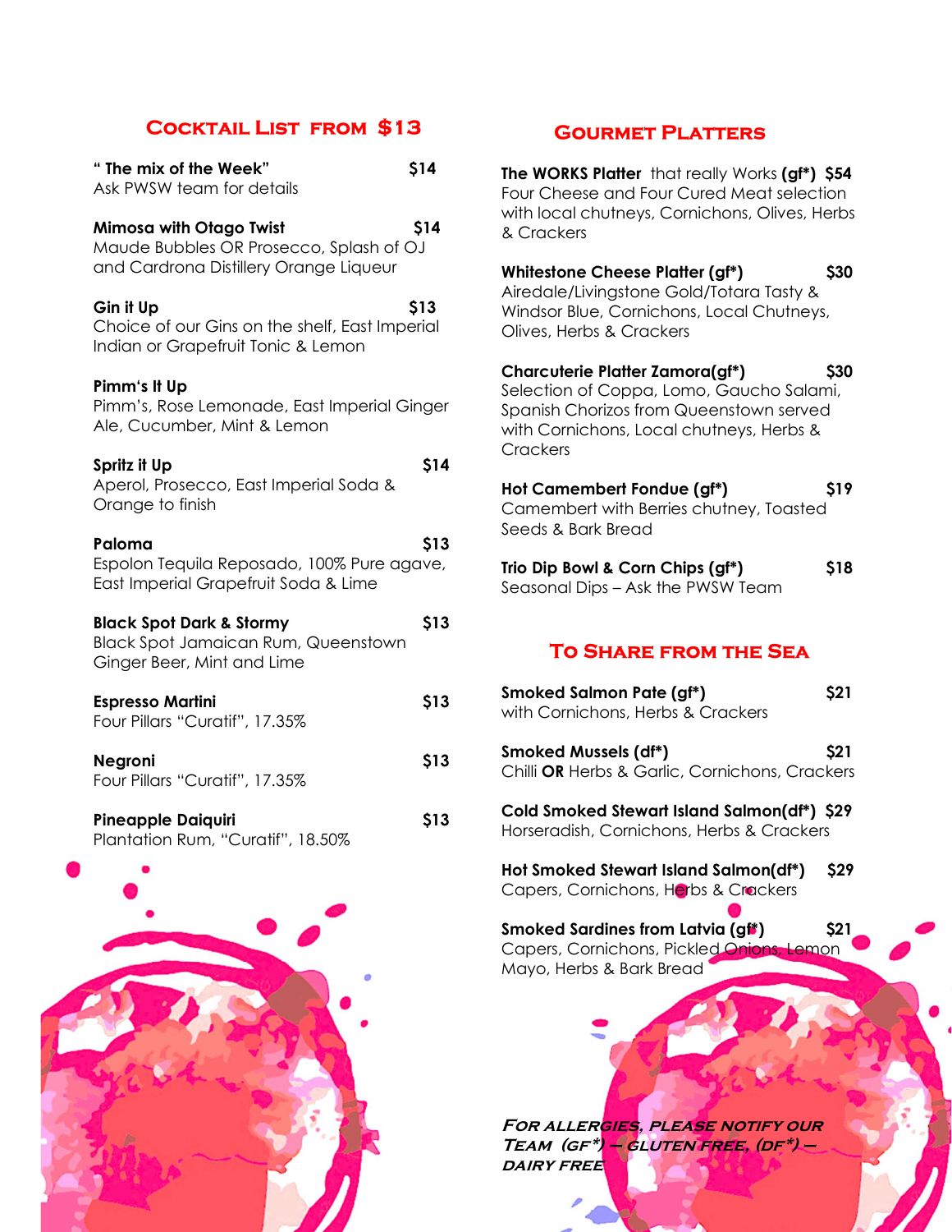## Cocktail List from $13

**" The mix of the Week"** **$14**
Ask PWSW team for details

**Mimosa with Otago Twist** **$14**
Maude Bubbles OR Prosecco, Splash of OJ and Cardrona Distillery Orange Liqueur

**Gin it Up** **$13**
Choice of our Gins on the shelf, East Imperial Indian or Grapefruit Tonic & Lemon

**Pimm's It Up**
Pimm's, Rose Lemonade, East Imperial Ginger Ale, Cucumber, Mint & Lemon

**Spritz it Up** **$14**
Aperol, Prosecco, East Imperial Soda & Orange to finish

**Paloma** **$13**
Espolon Tequila Reposado, 100% Pure agave, East Imperial Grapefruit Soda & Lime

**Black Spot Dark & Stormy** **$13**
Black Spot Jamaican Rum, Queenstown Ginger Beer, Mint and Lime

**Espresso Martini** **$13**
Four Pillars "Curatif", 17.35%

**Negroni** **$13**
Four Pillars "Curatif", 17.35%

**Pineapple Daiquiri** **$13**
Plantation Rum, "Curatif", 18.50%

## Gourmet Platters

**The WORKS Platter** that really Works **(gf\*)** **$54**
Four Cheese and Four Cured Meat selection with local chutneys, Cornichons, Olives, Herbs & Crackers

**Whitestone Cheese Platter (gf\*)** **$30**
Airedale/Livingstone Gold/Totara Tasty & Windsor Blue, Cornichons, Local Chutneys, Olives, Herbs & Crackers

**Charcuterie Platter Zamora(gf\*)** **$30**
Selection of Coppa, Lomo, Gaucho Salami, Spanish Chorizos from Queenstown served with Cornichons, Local chutneys, Herbs & Crackers

**Hot Camembert Fondue (gf\*)** **$19**
Camembert with Berries chutney, Toasted Seeds & Bark Bread

**Trio Dip Bowl & Corn Chips (gf\*)** **$18**
Seasonal Dips – Ask the PWSW Team

## To Share from the Sea

**Smoked Salmon Pate (gf\*)** **$21**
with Cornichons, Herbs & Crackers

**Smoked Mussels (df\*)** **$21**
Chilli **OR** Herbs & Garlic, Cornichons, Crackers

**Cold Smoked Stewart Island Salmon(df\*)** **$29**
Horseradish, Cornichons, Herbs & Crackers

**Hot Smoked Stewart Island Salmon(df\*)** **$29**
Capers, Cornichons, Herbs & Crackers

**Smoked Sardines from Latvia (gf\*)** **$21**
Capers, Cornichons, Pickled Onions, Lemon Mayo, Herbs & Bark Bread

***For allergies, please notify our team (gf\*) – gluten free, (df\*) – dairy free***